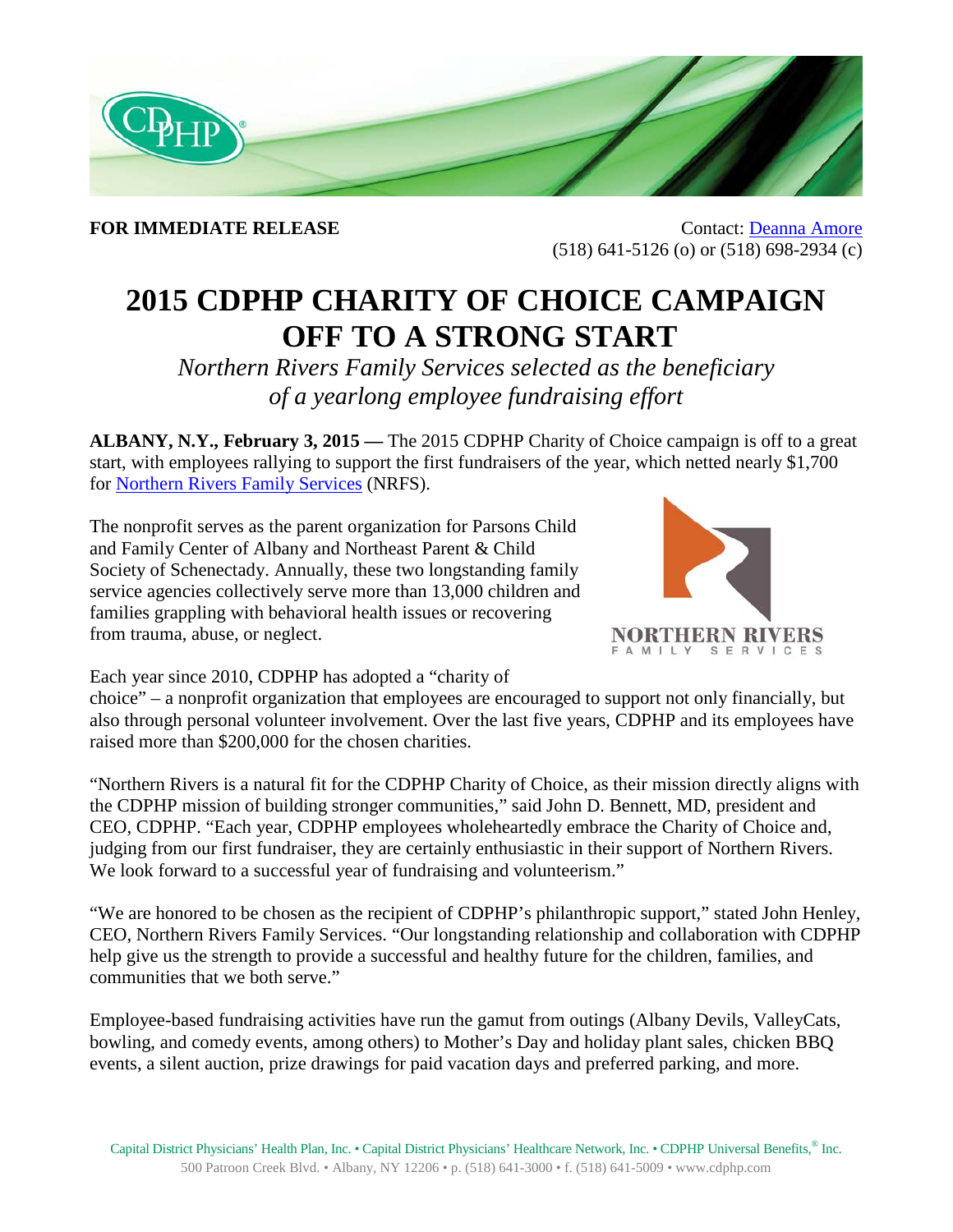**FOR IMMEDIATE RELEASE**

Contact: [Deanna Amore]
(518) 641-5126 (o) or (518) 698-2934 (c)

# 2015 CDPHP CHARITY OF CHOICE CAMPAIGN OFF TO A STRONG START

*Northern Rivers Family Services selected as the beneficiary of a yearlong employee fundraising effort*

**ALBANY, N.Y., February 3, 2015 —** The 2015 CDPHP Charity of Choice campaign is off to a great start, with employees rallying to support the first fundraisers of the year, which netted nearly $1,700 for [Northern Rivers Family Services] (NRFS).

The nonprofit serves as the parent organization for Parsons Child and Family Center of Albany and Northeast Parent & Child Society of Schenectady. Annually, these two longstanding family service agencies collectively serve more than 13,000 children and families grappling with behavioral health issues or recovering from trauma, abuse, or neglect.

Each year since 2010, CDPHP has adopted a "charity of choice" – a nonprofit organization that employees are encouraged to support not only financially, but also through personal volunteer involvement. Over the last five years, CDPHP and its employees have raised more than $200,000 for the chosen charities.

"Northern Rivers is a natural fit for the CDPHP Charity of Choice, as their mission directly aligns with the CDPHP mission of building stronger communities," said John D. Bennett, MD, president and CEO, CDPHP. "Each year, CDPHP employees wholeheartedly embrace the Charity of Choice and, judging from our first fundraiser, they are certainly enthusiastic in their support of Northern Rivers. We look forward to a successful year of fundraising and volunteerism."

"We are honored to be chosen as the recipient of CDPHP's philanthropic support," stated John Henley, CEO, Northern Rivers Family Services. "Our longstanding relationship and collaboration with CDPHP help give us the strength to provide a successful and healthy future for the children, families, and communities that we both serve."

Employee-based fundraising activities have run the gamut from outings (Albany Devils, ValleyCats, bowling, and comedy events, among others) to Mother's Day and holiday plant sales, chicken BBQ events, a silent auction, prize drawings for paid vacation days and preferred parking, and more.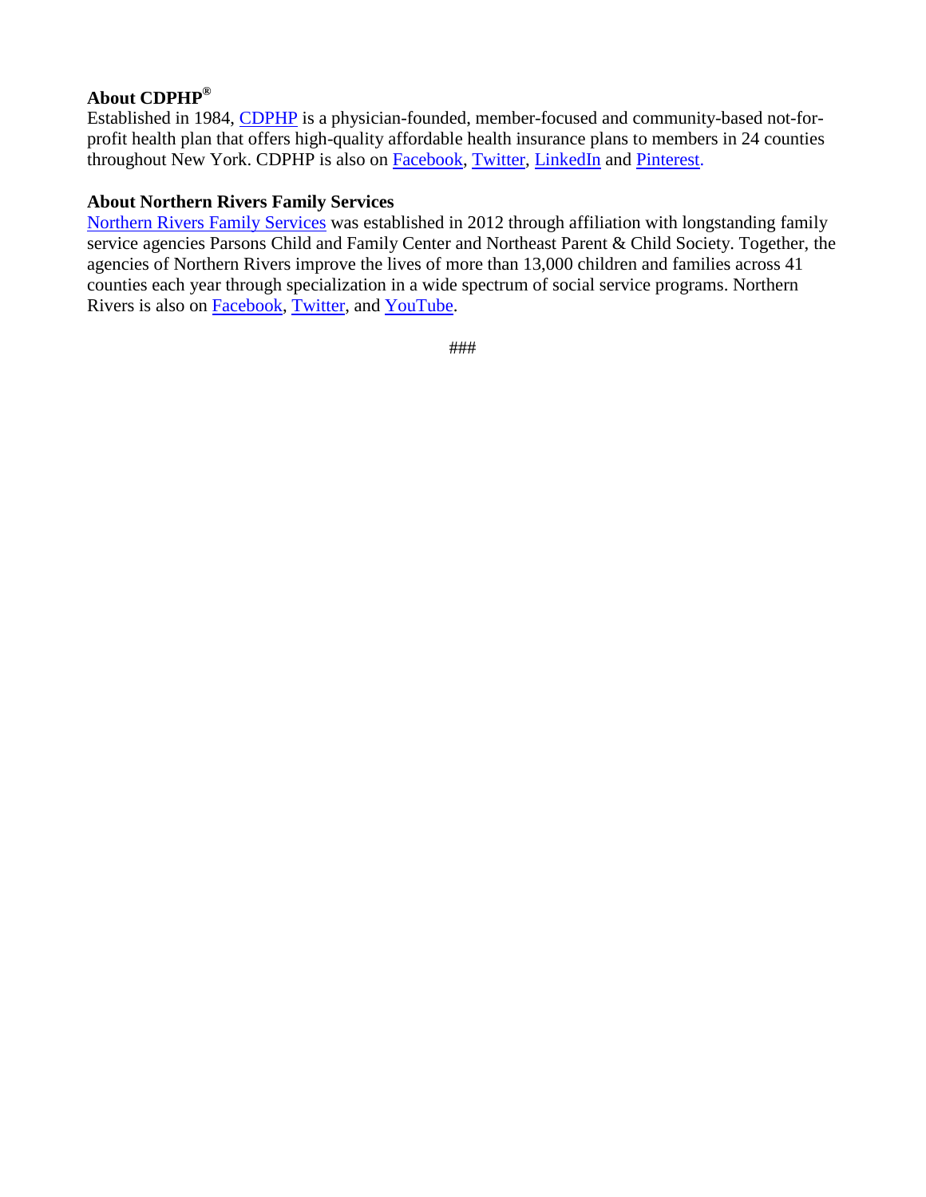**About CDPHP®**

Established in 1984, CDPHP is a physician-founded, member-focused and community-based not-for-profit health plan that offers high-quality affordable health insurance plans to members in 24 counties throughout New York. CDPHP is also on Facebook, Twitter, LinkedIn and Pinterest.

**About Northern Rivers Family Services**

Northern Rivers Family Services was established in 2012 through affiliation with longstanding family service agencies Parsons Child and Family Center and Northeast Parent & Child Society. Together, the agencies of Northern Rivers improve the lives of more than 13,000 children and families across 41 counties each year through specialization in a wide spectrum of social service programs. Northern Rivers is also on Facebook, Twitter, and YouTube.

###